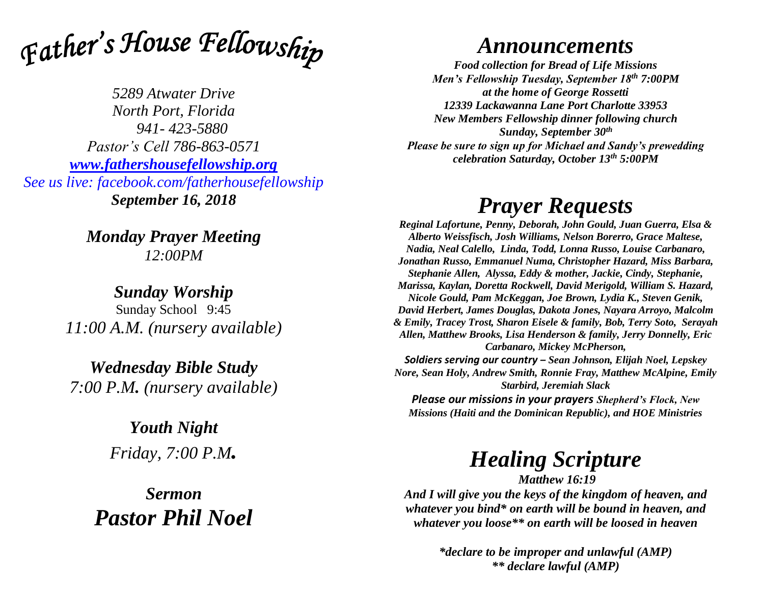# *Father's House Fellowship*

*5289 Atwater Drive*
*North Port, Florida*
*941- 423-5880*
*Pastor's Cell 786-863-0571*
*[www.fathershousefellowship.org](http://www.fathershousefellowship.org)*
*See us live: facebook.com/fatherhousefellowship*
***September 16, 2018***

***Monday Prayer Meeting***
*12:00PM*

***Sunday Worship***
Sunday School 9:45
*11:00 A.M. (nursery available)*

***Wednesday Bible Study***
*7:00 P.M. (nursery available)*

***Youth Night***
*Friday, 7:00 P.M.*

***Sermon***
***Pastor Phil Noel***

## *Announcements*

***Food collection for Bread of Life Missions***
***Men's Fellowship Tuesday, September 18th 7:00PM***
***at the home of George Rossetti***
***12339 Lackawanna Lane Port Charlotte 33953***
***New Members Fellowship dinner following church***
***Sunday, September 30th***
***Please be sure to sign up for Michael and Sandy's prewedding celebration Saturday, October 13th 5:00PM***

## *Prayer Requests*

***Reginal Lafortune, Penny, Deborah, John Gould, Juan Guerra, Elsa & Alberto Weissfisch, Josh Williams, Nelson Borerro, Grace Maltese, Nadia, Neal Calello, Linda, Todd, Lonna Russo, Louise Carbanaro, Jonathan Russo, Emmanuel Numa, Christopher Hazard, Miss Barbara, Stephanie Allen, Alyssa, Eddy & mother, Jackie, Cindy, Stephanie, Marissa, Kaylan, Doretta Rockwell, David Merigold, William S. Hazard, Nicole Gould, Pam McKeggan, Joe Brown, Lydia K., Steven Genik, David Herbert, James Douglas, Dakota Jones, Nayara Arroyo, Malcolm & Emily, Tracey Trost, Sharon Eisele & family, Bob, Terry Soto, Serayah Allen, Matthew Brooks, Lisa Henderson & family, Jerry Donnelly, Eric Carbanaro, Mickey McPherson,***

***Soldiers serving our country – Sean Johnson, Elijah Noel, Lepskey Nore, Sean Holy, Andrew Smith, Ronnie Fray, Matthew McAlpine, Emily Starbird, Jeremiah Slack***

***Please our missions in your prayers Shepherd's Flock, New Missions (Haiti and the Dominican Republic), and HOE Ministries***

## *Healing Scripture*

***Matthew 16:19***
***And I will give you the keys of the kingdom of heaven, and whatever you bind* on earth will be bound in heaven, and whatever you loose** on earth will be loosed in heaven***

****declare to be improper and unlawful (AMP)***
***** declare lawful (AMP)***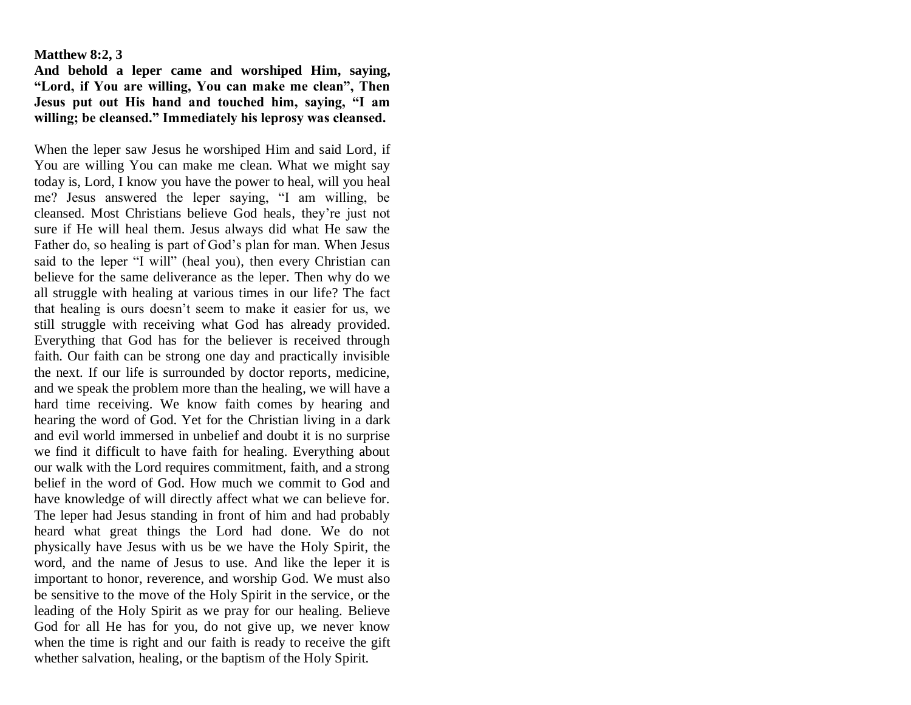**Matthew 8:2, 3**

**And behold a leper came and worshiped Him, saying, "Lord, if You are willing, You can make me clean", Then Jesus put out His hand and touched him, saying, "I am willing; be cleansed." Immediately his leprosy was cleansed.**

When the leper saw Jesus he worshiped Him and said Lord, if You are willing You can make me clean. What we might say today is, Lord, I know you have the power to heal, will you heal me? Jesus answered the leper saying, "I am willing, be cleansed. Most Christians believe God heals, they're just not sure if He will heal them. Jesus always did what He saw the Father do, so healing is part of God's plan for man. When Jesus said to the leper "I will" (heal you), then every Christian can believe for the same deliverance as the leper. Then why do we all struggle with healing at various times in our life? The fact that healing is ours doesn't seem to make it easier for us, we still struggle with receiving what God has already provided. Everything that God has for the believer is received through faith. Our faith can be strong one day and practically invisible the next. If our life is surrounded by doctor reports, medicine, and we speak the problem more than the healing, we will have a hard time receiving. We know faith comes by hearing and hearing the word of God. Yet for the Christian living in a dark and evil world immersed in unbelief and doubt it is no surprise we find it difficult to have faith for healing. Everything about our walk with the Lord requires commitment, faith, and a strong belief in the word of God. How much we commit to God and have knowledge of will directly affect what we can believe for. The leper had Jesus standing in front of him and had probably heard what great things the Lord had done. We do not physically have Jesus with us be we have the Holy Spirit, the word, and the name of Jesus to use. And like the leper it is important to honor, reverence, and worship God. We must also be sensitive to the move of the Holy Spirit in the service, or the leading of the Holy Spirit as we pray for our healing. Believe God for all He has for you, do not give up, we never know when the time is right and our faith is ready to receive the gift whether salvation, healing, or the baptism of the Holy Spirit.